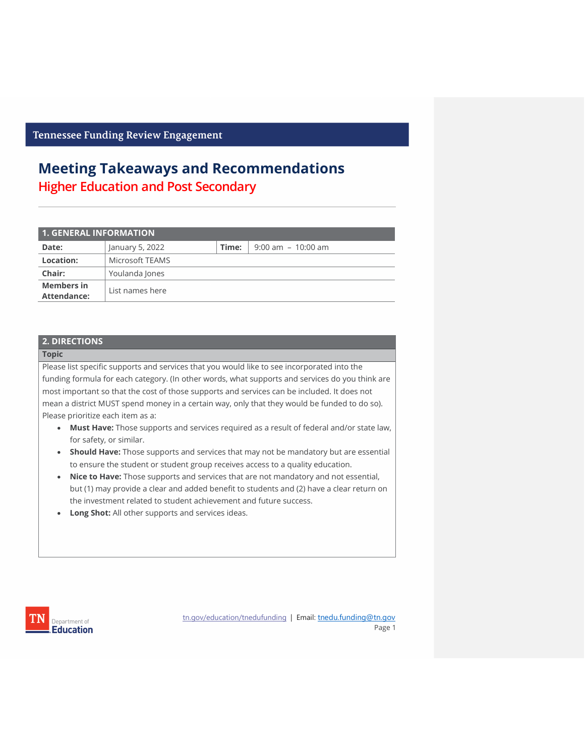Tennessee Funding Review Engagement

# Meeting Takeaways and Recommendations

## Higher Education and Post Secondary

| 1. GENERAL INFORMATION | | | |
|---|---|---|---|
| **Date:** | January 5, 2022 | **Time:** | 9:00 am – 10:00 am |
| **Location:** | Microsoft TEAMS | | |
| **Chair:** | Youlanda Jones | | |
| **Members in Attendance:** | List names here | | |

## 2. DIRECTIONS

**Topic**

Please list specific supports and services that you would like to see incorporated into the funding formula for each category. (In other words, what supports and services do you think are most important so that the cost of those supports and services can be included. It does not mean a district MUST spend money in a certain way, only that they would be funded to do so). Please prioritize each item as a:

- **Must Have:** Those supports and services required as a result of federal and/or state law, for safety, or similar.
- **Should Have:** Those supports and services that may not be mandatory but are essential to ensure the student or student group receives access to a quality education.
- **Nice to Have:** Those supports and services that are not mandatory and not essential, but (1) may provide a clear and added benefit to students and (2) have a clear return on the investment related to student achievement and future success.
- **Long Shot:** All other supports and services ideas.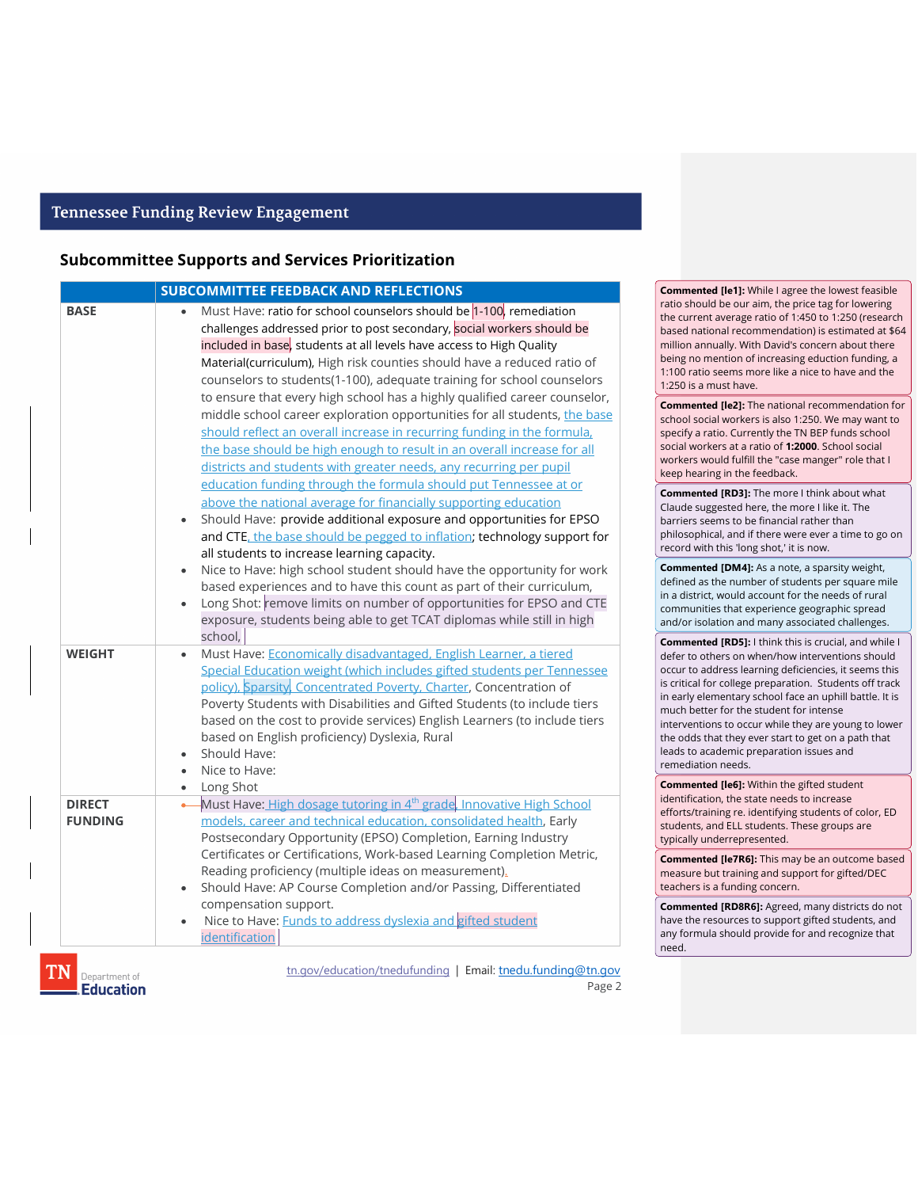## Tennessee Funding Review Engagement

### Subcommittee Supports and Services Prioritization

| | SUBCOMMITTEE FEEDBACK AND REFLECTIONS |
|---|---|
| **BASE** | • Must Have: ratio for school counselors should be 1-100, remediation challenges addressed prior to post secondary, social workers should be included in base, students at all levels have access to High Quality Material(curriculum), High risk counties should have a reduced ratio of counselors to students(1-100), adequate training for school counselors to ensure that every high school has a highly qualified career counselor, middle school career exploration opportunities for all students, the base should reflect an overall increase in recurring funding in the formula, the base should be high enough to result in an overall increase for all districts and students with greater needs, any recurring per pupil education funding through the formula should put Tennessee at or above the national average for financially supporting education<br>• Should Have: provide additional exposure and opportunities for EPSO and CTE, the base should be pegged to inflation; technology support for all students to increase learning capacity.<br>• Nice to Have: high school student should have the opportunity for work based experiences and to have this count as part of their curriculum,<br>• Long Shot: remove limits on number of opportunities for EPSO and CTE exposure, students being able to get TCAT diplomas while still in high school, |
| **WEIGHT** | • Must Have: Economically disadvantaged, English Learner, a tiered Special Education weight (which includes gifted students per Tennessee policy), Sparsity, Concentrated Poverty, Charter, Concentration of Poverty Students with Disabilities and Gifted Students (to include tiers based on the cost to provide services) English Learners (to include tiers based on English proficiency) Dyslexia, Rural<br>• Should Have:<br>• Nice to Have:<br>• Long Shot |
| **DIRECT FUNDING** | • Must Have: High dosage tutoring in 4th grade, Innovative High School models, career and technical education, consolidated health, Early Postsecondary Opportunity (EPSO) Completion, Earning Industry Certificates or Certifications, Work-based Learning Completion Metric, Reading proficiency (multiple ideas on measurement).<br>• Should Have: AP Course Completion and/or Passing, Differentiated compensation support.<br>• Nice to Have: Funds to address dyslexia and gifted student identification |

**Commented [le1]:** While I agree the lowest feasible ratio should be our aim, the price tag for lowering the current average ratio of 1:450 to 1:250 (research based national recommendation) is estimated at $64 million annually. With David's concern about there being no mention of increasing education funding, a 1:100 ratio seems more like a nice to have and the 1:250 is a must have.

**Commented [le2]:** The national recommendation for school social workers is also 1:250. We may want to specify a ratio. Currently the TN BEP funds school social workers at a ratio of **1:2000**. School social workers would fulfill the "case manger" role that I keep hearing in the feedback.

**Commented [RD3]:** The more I think about what Claude suggested here, the more I like it. The barriers seems to be financial rather than philosophical, and if there were ever a time to go on record with this 'long shot,' it is now.

**Commented [DM4]:** As a note, a sparsity weight, defined as the number of students per square mile in a district, would account for the needs of rural communities that experience geographic spread and/or isolation and many associated challenges.

**Commented [RD5]:** I think this is crucial, and while I defer to others on when/how interventions should occur to address learning deficiencies, it seems this is critical for college preparation. Students off track in early elementary school face an uphill battle. It is much better for the student for intense interventions to occur while they are young to lower the odds that they ever start to get on a path that leads to academic preparation issues and remediation needs.

**Commented [le6]:** Within the gifted student identification, the state needs to increase efforts/training re. identifying students of color, ED students, and ELL students. These groups are typically underrepresented.

**Commented [le7R6]:** This may be an outcome based measure but training and support for gifted/DEC teachers is a funding concern.

**Commented [RD8R6]:** Agreed, many districts do not have the resources to support gifted students, and any formula should provide for and recognize that need.

tn.gov/education/tnedufunding | Email: tnedu.funding@tn.gov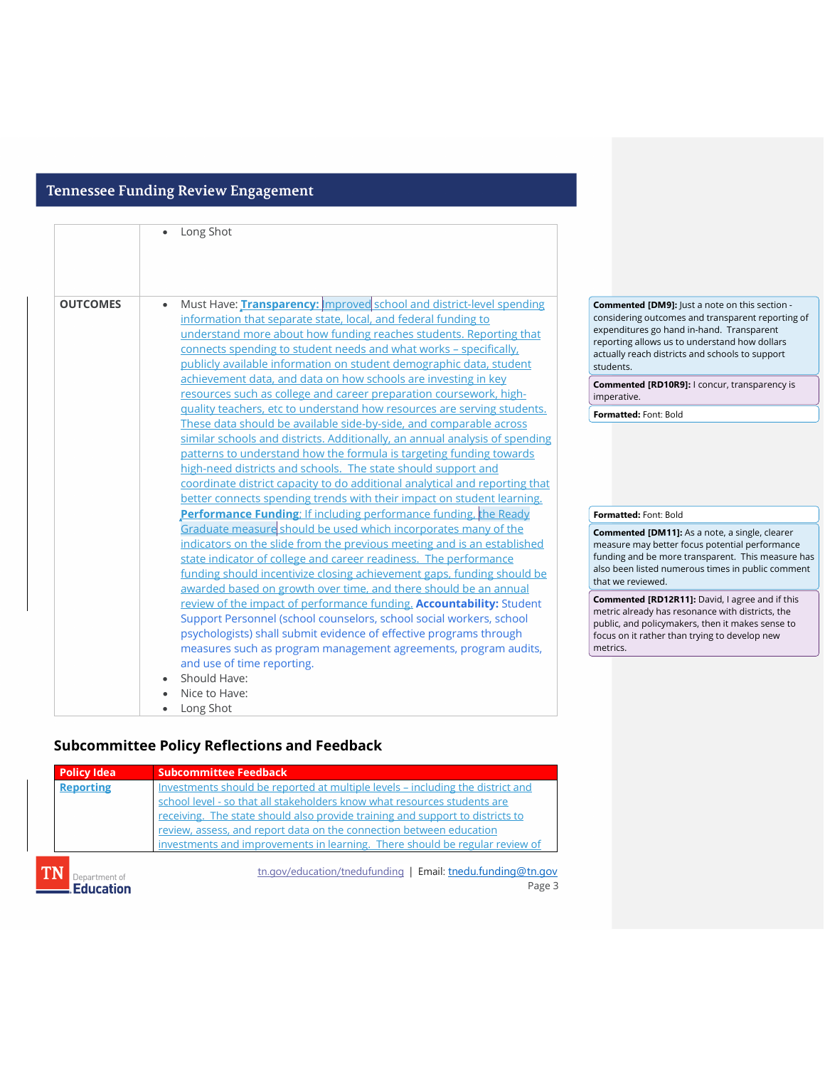| | |
|---|---|
| | • Long Shot |
| **OUTCOMES** | • Must Have: **Transparency:** Improved school and district-level spending information that separate state, local, and federal funding to understand more about how funding reaches students. Reporting that connects spending to student needs and what works – specifically, publicly available information on student demographic data, student achievement data, and data on how schools are investing in key resources such as college and career preparation coursework, high-quality teachers, etc to understand how resources are serving students. These data should be available side-by-side, and comparable across similar schools and districts. Additionally, an annual analysis of spending patterns to understand how the formula is targeting funding towards high-need districts and schools. The state should support and coordinate district capacity to do additional analytical and reporting that better connects spending trends with their impact on student learning. **Performance Funding**: If including performance funding, the Ready Graduate measure should be used which incorporates many of the indicators on the slide from the previous meeting and is an established state indicator of college and career readiness. The performance funding should incentivize closing achievement gaps, funding should be awarded based on growth over time, and there should be an annual review of the impact of performance funding. **Accountability:** Student Support Personnel (school counselors, school social workers, school psychologists) shall submit evidence of effective programs through measures such as program management agreements, program audits, and use of time reporting.<br>• Should Have:<br>• Nice to Have:<br>• Long Shot |

**Commented [DM9]:** Just a note on this section - considering outcomes and transparent reporting of expenditures go hand in-hand. Transparent reporting allows us to understand how dollars actually reach districts and schools to support students.

**Commented [RD10R9]:** I concur, transparency is imperative.

**Formatted:** Font: Bold

**Formatted:** Font: Bold

**Commented [DM11]:** As a note, a single, clearer measure may better focus potential performance funding and be more transparent. This measure has also been listed numerous times in public comment that we reviewed.

**Commented [RD12R11]:** David, I agree and if this metric already has resonance with districts, the public, and policymakers, then it makes sense to focus on it rather than trying to develop new metrics.

## Subcommittee Policy Reflections and Feedback

| Policy Idea | Subcommittee Feedback |
|---|---|
| **Reporting** | Investments should be reported at multiple levels – including the district and school level - so that all stakeholders know what resources students are receiving. The state should also provide training and support to districts to review, assess, and report data on the connection between education investments and improvements in learning. There should be regular review of |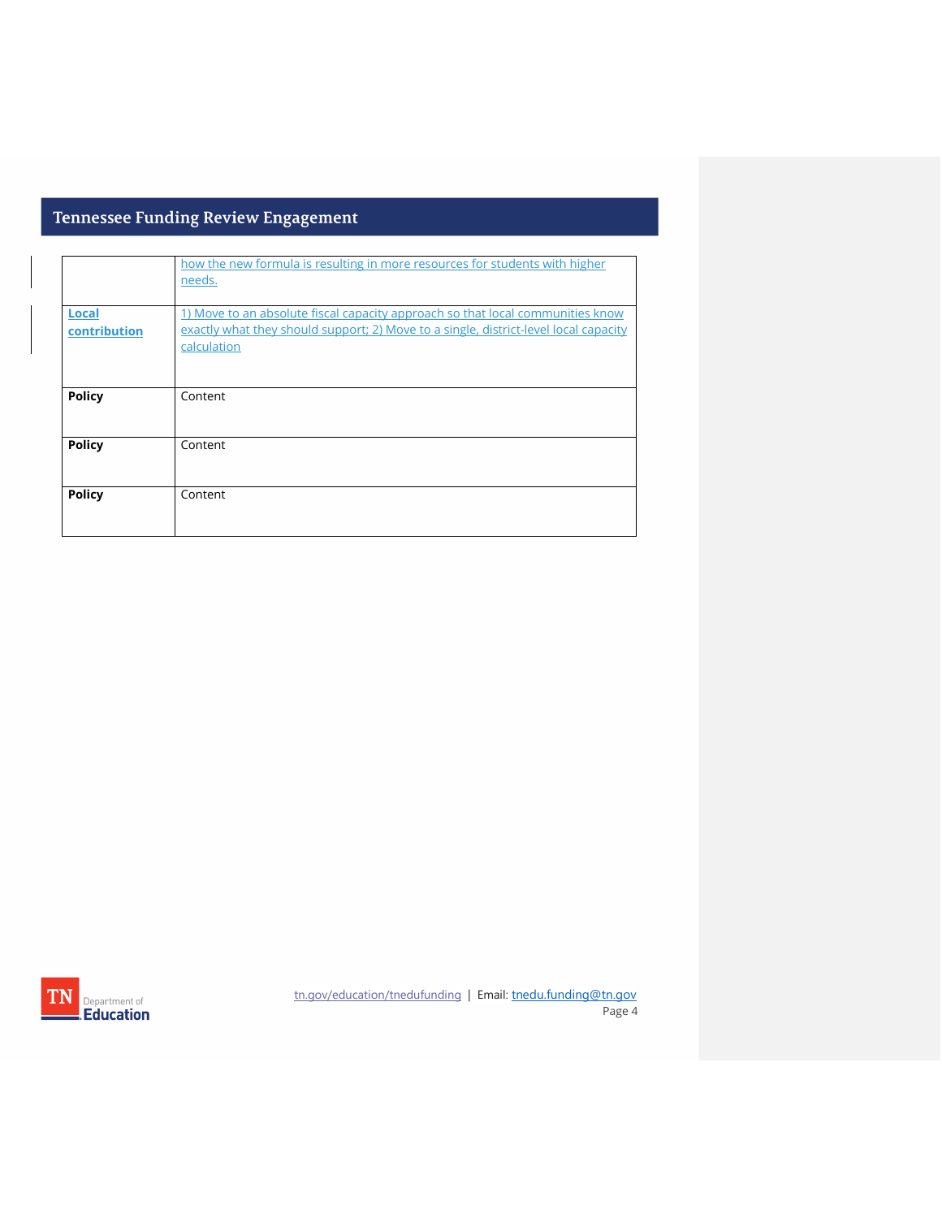| | |
|---|---|
| | how the new formula is resulting in more resources for students with higher needs. |
| **Local contribution** | 1) Move to an absolute fiscal capacity approach so that local communities know exactly what they should support; 2) Move to a single, district-level local capacity calculation |
| **Policy** | Content |
| **Policy** | Content |
| **Policy** | Content |